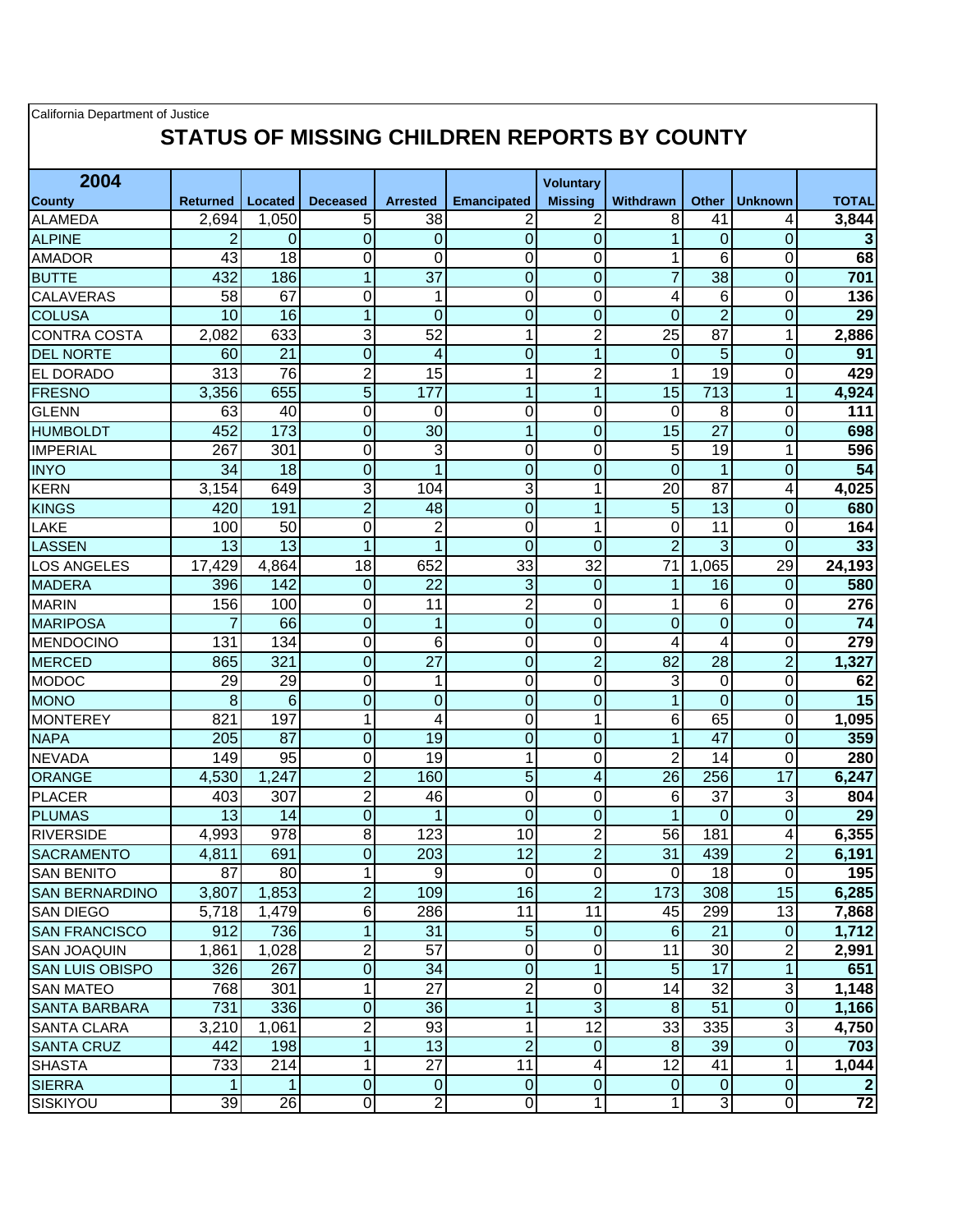California Department of Justice

# STATUS OF MISSING CHILDREN REPORTS BY COUNTY

| 2004<br>County | Returned | Located | Deceased | Arrested | Emancipated | Voluntary Missing | Withdrawn | Other | Unknown | TOTAL |
|---|---|---|---|---|---|---|---|---|---|---|
| ALAMEDA | 2,694 | 1,050 | 5 | 38 | 2 | 2 | 8 | 41 | 4 | **3,844** |
| ALPINE | 2 | 0 | 0 | 0 | 0 | 0 | 1 | 0 | 0 | **3** |
| AMADOR | 43 | 18 | 0 | 0 | 0 | 0 | 1 | 6 | 0 | **68** |
| BUTTE | 432 | 186 | 1 | 37 | 0 | 0 | 7 | 38 | 0 | **701** |
| CALAVERAS | 58 | 67 | 0 | 1 | 0 | 0 | 4 | 6 | 0 | **136** |
| COLUSA | 10 | 16 | 1 | 0 | 0 | 0 | 0 | 2 | 0 | **29** |
| CONTRA COSTA | 2,082 | 633 | 3 | 52 | 1 | 2 | 25 | 87 | 1 | **2,886** |
| DEL NORTE | 60 | 21 | 0 | 4 | 0 | 1 | 0 | 5 | 0 | **91** |
| EL DORADO | 313 | 76 | 2 | 15 | 1 | 2 | 1 | 19 | 0 | **429** |
| FRESNO | 3,356 | 655 | 5 | 177 | 1 | 1 | 15 | 713 | 1 | **4,924** |
| GLENN | 63 | 40 | 0 | 0 | 0 | 0 | 0 | 8 | 0 | **111** |
| HUMBOLDT | 452 | 173 | 0 | 30 | 1 | 0 | 15 | 27 | 0 | **698** |
| IMPERIAL | 267 | 301 | 0 | 3 | 0 | 0 | 5 | 19 | 1 | **596** |
| INYO | 34 | 18 | 0 | 1 | 0 | 0 | 0 | 1 | 0 | **54** |
| KERN | 3,154 | 649 | 3 | 104 | 3 | 1 | 20 | 87 | 4 | **4,025** |
| KINGS | 420 | 191 | 2 | 48 | 0 | 1 | 5 | 13 | 0 | **680** |
| LAKE | 100 | 50 | 0 | 2 | 0 | 1 | 0 | 11 | 0 | **164** |
| LASSEN | 13 | 13 | 1 | 1 | 0 | 0 | 2 | 3 | 0 | **33** |
| LOS ANGELES | 17,429 | 4,864 | 18 | 652 | 33 | 32 | 71 | 1,065 | 29 | **24,193** |
| MADERA | 396 | 142 | 0 | 22 | 3 | 0 | 1 | 16 | 0 | **580** |
| MARIN | 156 | 100 | 0 | 11 | 2 | 0 | 1 | 6 | 0 | **276** |
| MARIPOSA | 7 | 66 | 0 | 1 | 0 | 0 | 0 | 0 | 0 | **74** |
| MENDOCINO | 131 | 134 | 0 | 6 | 0 | 0 | 4 | 4 | 0 | **279** |
| MERCED | 865 | 321 | 0 | 27 | 0 | 2 | 82 | 28 | 2 | **1,327** |
| MODOC | 29 | 29 | 0 | 1 | 0 | 0 | 3 | 0 | 0 | **62** |
| MONO | 8 | 6 | 0 | 0 | 0 | 0 | 1 | 0 | 0 | **15** |
| MONTEREY | 821 | 197 | 1 | 4 | 0 | 1 | 6 | 65 | 0 | **1,095** |
| NAPA | 205 | 87 | 0 | 19 | 0 | 0 | 1 | 47 | 0 | **359** |
| NEVADA | 149 | 95 | 0 | 19 | 1 | 0 | 2 | 14 | 0 | **280** |
| ORANGE | 4,530 | 1,247 | 2 | 160 | 5 | 4 | 26 | 256 | 17 | **6,247** |
| PLACER | 403 | 307 | 2 | 46 | 0 | 0 | 6 | 37 | 3 | **804** |
| PLUMAS | 13 | 14 | 0 | 1 | 0 | 0 | 1 | 0 | 0 | **29** |
| RIVERSIDE | 4,993 | 978 | 8 | 123 | 10 | 2 | 56 | 181 | 4 | **6,355** |
| SACRAMENTO | 4,811 | 691 | 0 | 203 | 12 | 2 | 31 | 439 | 2 | **6,191** |
| SAN BENITO | 87 | 80 | 1 | 9 | 0 | 0 | 0 | 18 | 0 | **195** |
| SAN BERNARDINO | 3,807 | 1,853 | 2 | 109 | 16 | 2 | 173 | 308 | 15 | **6,285** |
| SAN DIEGO | 5,718 | 1,479 | 6 | 286 | 11 | 11 | 45 | 299 | 13 | **7,868** |
| SAN FRANCISCO | 912 | 736 | 1 | 31 | 5 | 0 | 6 | 21 | 0 | **1,712** |
| SAN JOAQUIN | 1,861 | 1,028 | 2 | 57 | 0 | 0 | 11 | 30 | 2 | **2,991** |
| SAN LUIS OBISPO | 326 | 267 | 0 | 34 | 0 | 1 | 5 | 17 | 1 | **651** |
| SAN MATEO | 768 | 301 | 1 | 27 | 2 | 0 | 14 | 32 | 3 | **1,148** |
| SANTA BARBARA | 731 | 336 | 0 | 36 | 1 | 3 | 8 | 51 | 0 | **1,166** |
| SANTA CLARA | 3,210 | 1,061 | 2 | 93 | 1 | 12 | 33 | 335 | 3 | **4,750** |
| SANTA CRUZ | 442 | 198 | 1 | 13 | 2 | 0 | 8 | 39 | 0 | **703** |
| SHASTA | 733 | 214 | 1 | 27 | 11 | 4 | 12 | 41 | 1 | **1,044** |
| SIERRA | 1 | 1 | 0 | 0 | 0 | 0 | 0 | 0 | 0 | **2** |
| SISKIYOU | 39 | 26 | 0 | 2 | 0 | 1 | 1 | 3 | 0 | **72** |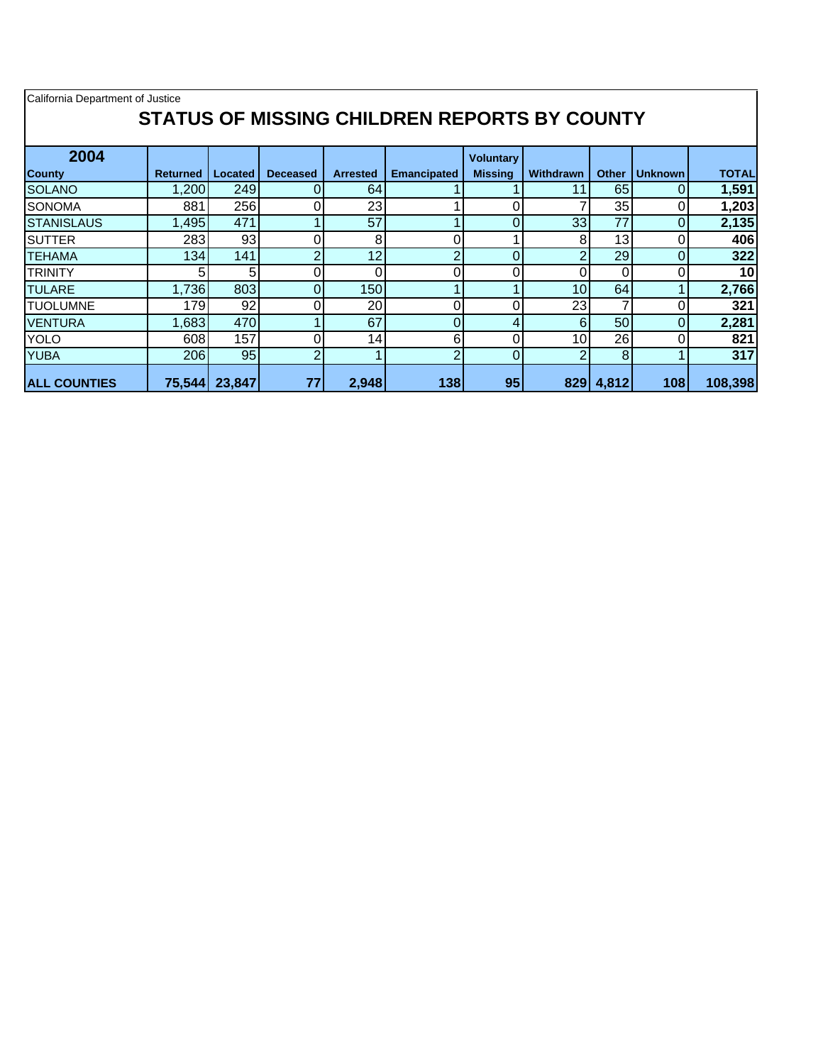California Department of Justice

## STATUS OF MISSING CHILDREN REPORTS BY COUNTY

| 2004 County | Returned | Located | Deceased | Arrested | Emancipated | Voluntary Missing | Withdrawn | Other | Unknown | TOTAL |
|---|---|---|---|---|---|---|---|---|---|---|
| SOLANO | 1,200 | 249 | 0 | 64 | 1 | 1 | 11 | 65 | 0 | **1,591** |
| SONOMA | 881 | 256 | 0 | 23 | 1 | 0 | 7 | 35 | 0 | **1,203** |
| STANISLAUS | 1,495 | 471 | 1 | 57 | 1 | 0 | 33 | 77 | 0 | **2,135** |
| SUTTER | 283 | 93 | 0 | 8 | 0 | 1 | 8 | 13 | 0 | **406** |
| TEHAMA | 134 | 141 | 2 | 12 | 2 | 0 | 2 | 29 | 0 | **322** |
| TRINITY | 5 | 5 | 0 | 0 | 0 | 0 | 0 | 0 | 0 | **10** |
| TULARE | 1,736 | 803 | 0 | 150 | 1 | 1 | 10 | 64 | 1 | **2,766** |
| TUOLUMNE | 179 | 92 | 0 | 20 | 0 | 0 | 23 | 7 | 0 | **321** |
| VENTURA | 1,683 | 470 | 1 | 67 | 0 | 4 | 6 | 50 | 0 | **2,281** |
| YOLO | 608 | 157 | 0 | 14 | 6 | 0 | 10 | 26 | 0 | **821** |
| YUBA | 206 | 95 | 2 | 1 | 2 | 0 | 2 | 8 | 1 | **317** |
| **ALL COUNTIES** | **75,544** | **23,847** | **77** | **2,948** | **138** | **95** | **829** | **4,812** | **108** | **108,398** |